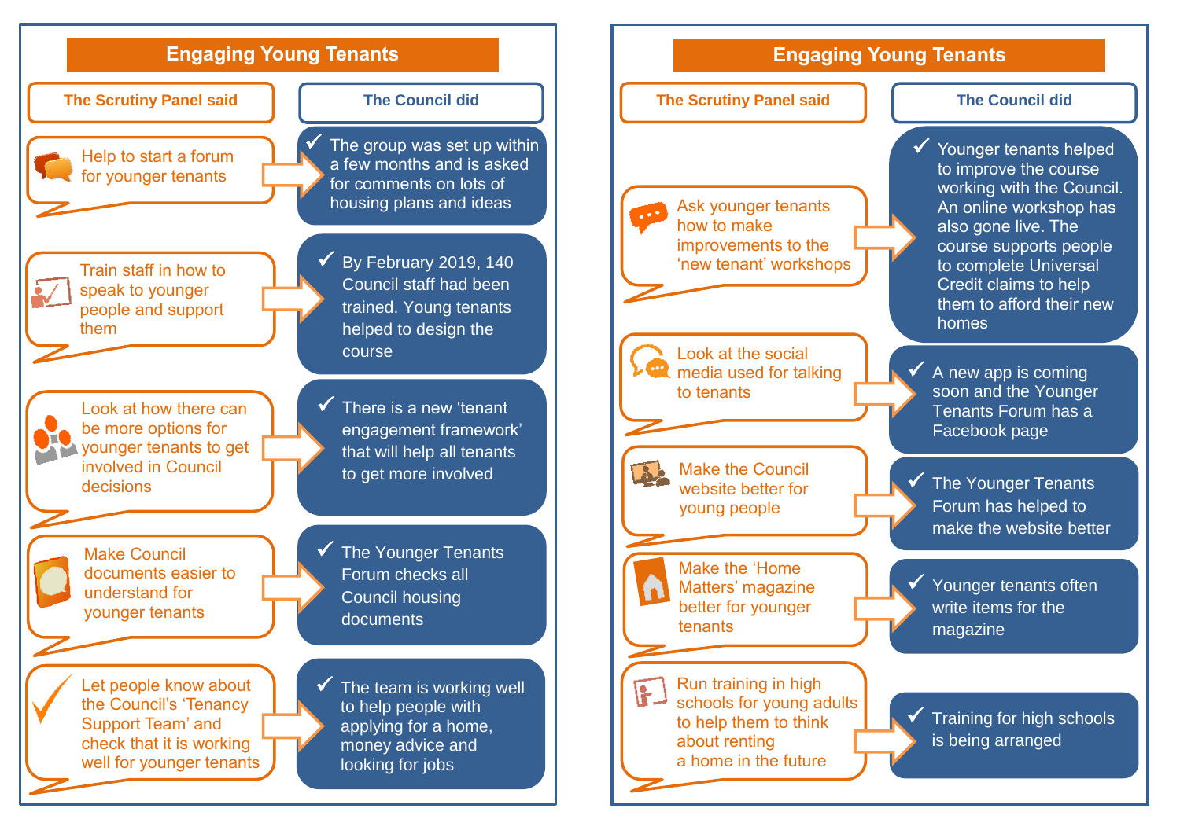## Engaging Young Tenants

| The Scrutiny Panel said | The Council did |
|---|---|
| Help to start a forum for younger tenants | ✓ The group was set up within a few months and is asked for comments on lots of housing plans and ideas |
| Train staff in how to speak to younger people and support them | ✓ By February 2019, 140 Council staff had been trained. Young tenants helped to design the course |
| Look at how there can be more options for younger tenants to get involved in Council decisions | ✓ There is a new 'tenant engagement framework' that will help all tenants to get more involved |
| Make Council documents easier to understand for younger tenants | ✓ The Younger Tenants Forum checks all Council housing documents |
| Let people know about the Council's 'Tenancy Support Team' and check that it is working well for younger tenants | ✓ The team is working well to help people with applying for a home, money advice and looking for jobs |

## Engaging Young Tenants

| The Scrutiny Panel said | The Council did |
|---|---|
| Ask younger tenants how to make improvements to the 'new tenant' workshops | ✓ Younger tenants helped to improve the course working with the Council. An online workshop has also gone live. The course supports people to complete Universal Credit claims to help them to afford their new homes |
| Look at the social media used for talking to tenants | ✓ A new app is coming soon and the Younger Tenants Forum has a Facebook page |
| Make the Council website better for young people | ✓ The Younger Tenants Forum has helped to make the website better |
| Make the 'Home Matters' magazine better for younger tenants | ✓ Younger tenants often write items for the magazine |
| Run training in high schools for young adults to help them to think about renting a home in the future | ✓ Training for high schools is being arranged |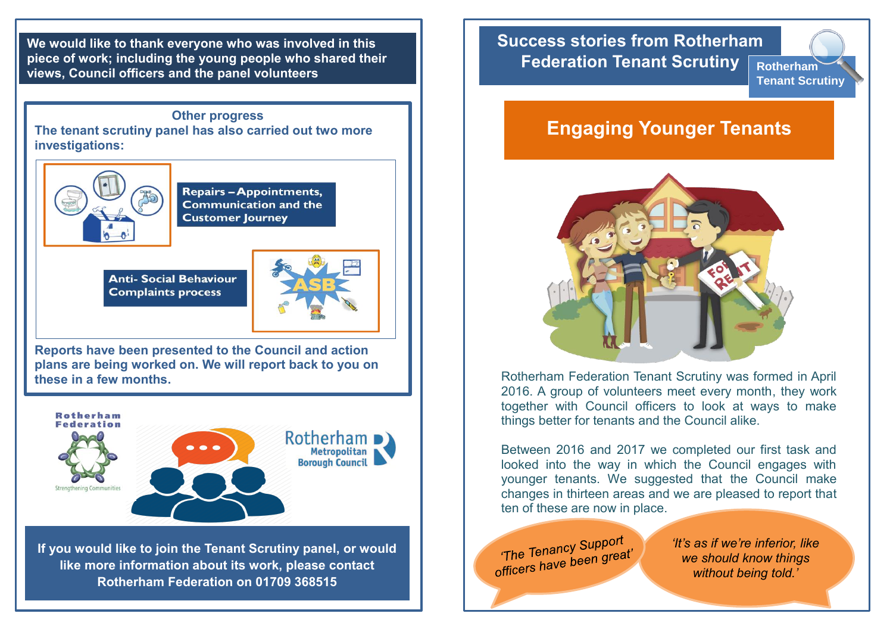**We would like to thank everyone who was involved in this piece of work; including the young people who shared their views, Council officers and the panel volunteers**

### Other progress

**The tenant scrutiny panel has also carried out two more investigations:**

**Repairs – Appointments, Communication and the Customer Journey**

**Anti- Social Behaviour Complaints process**

**Reports have been presented to the Council and action plans are being worked on. We will report back to you on these in a few months.**

Rotherham Federation

Strengthening Communities

Rotherham Metropolitan Borough Council

**If you would like to join the Tenant Scrutiny panel, or would like more information about its work, please contact Rotherham Federation on 01709 368515**

## Success stories from Rotherham Federation Tenant Scrutiny

Rotherham Tenant Scrutiny

# Engaging Younger Tenants

Rotherham Federation Tenant Scrutiny was formed in April 2016. A group of volunteers meet every month, they work together with Council officers to look at ways to make things better for tenants and the Council alike.

Between 2016 and 2017 we completed our first task and looked into the way in which the Council engages with younger tenants. We suggested that the Council make changes in thirteen areas and we are pleased to report that ten of these are now in place.

*'The Tenancy Support officers have been great'*

*'It's as if we're inferior, like we should know things without being told.'*